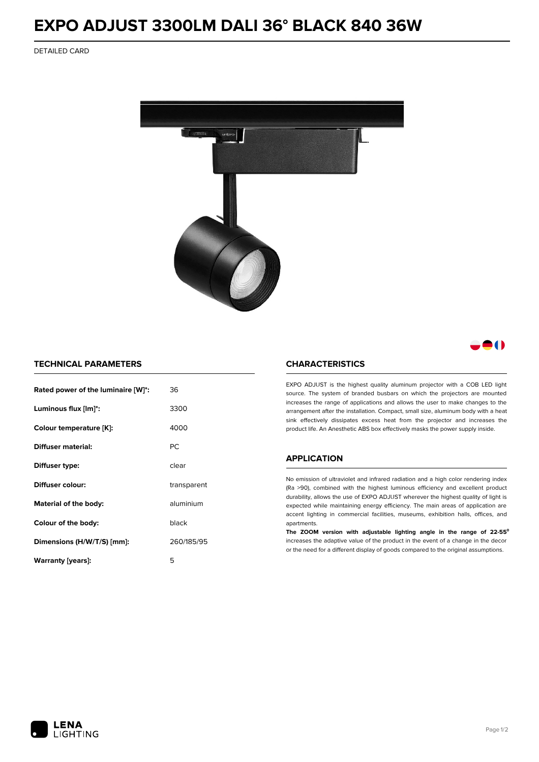# EXPO ADJUST 3300LM DALI 36° BLACK 840 36W

DETAILED CARD

## TECHNICAL PARAMETERS

| | |
|---|---|
| **Rated power of the luminaire [W]*:** | 36 |
| **Luminous flux [lm]*:** | 3300 |
| **Colour temperature [K]:** | 4000 |
| **Diffuser material:** | PC |
| **Diffuser type:** | clear |
| **Diffuser colour:** | transparent |
| **Material of the body:** | aluminium |
| **Colour of the body:** | black |
| **Dimensions (H/W/T/S) [mm]:** | 260/185/95 |
| **Warranty [years]:** | 5 |

## CHARACTERISTICS

EXPO ADJUST is the highest quality aluminum projector with a COB LED light source. The system of branded busbars on which the projectors are mounted increases the range of applications and allows the user to make changes to the arrangement after the installation. Compact, small size, aluminum body with a heat sink effectively dissipates excess heat from the projector and increases the product life. An Anesthetic ABS box effectively masks the power supply inside.

## APPLICATION

No emission of ultraviolet and infrared radiation and a high color rendering index (Ra >90), combined with the highest luminous efficiency and excellent product durability, allows the use of EXPO ADJUST wherever the highest quality of light is expected while maintaining energy efficiency. The main areas of application are accent lighting in commercial facilities, museums, exhibition halls, offices, and apartments.

**The ZOOM version with adjustable lighting angle in the range of 22-55°** increases the adaptive value of the product in the event of a change in the decor or the need for a different display of goods compared to the original assumptions.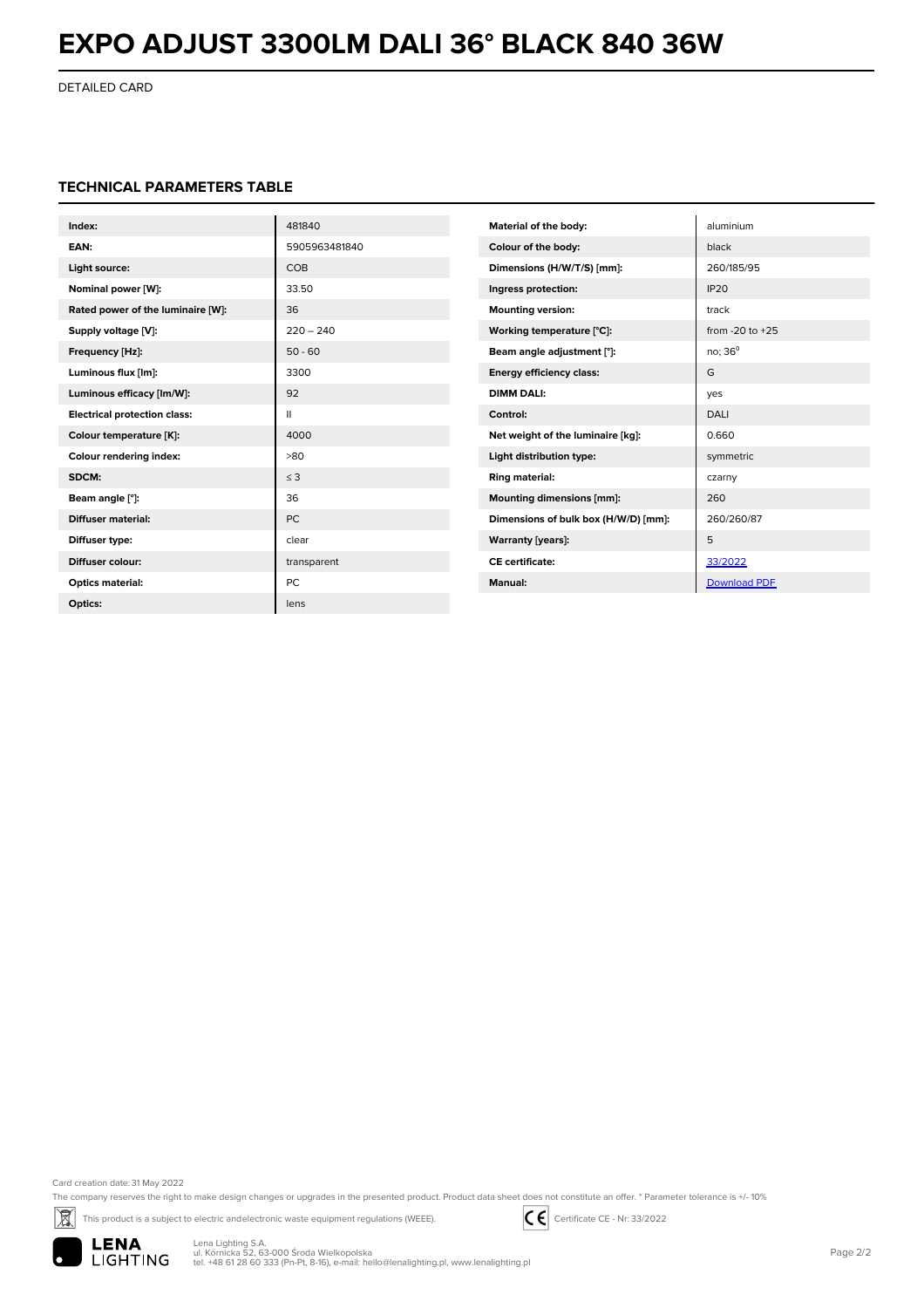# EXPO ADJUST 3300LM DALI 36° BLACK 840 36W

DETAILED CARD

## TECHNICAL PARAMETERS TABLE

| | |
|---|---|
| **Index:** | 481840 |
| **EAN:** | 5905963481840 |
| **Light source:** | COB |
| **Nominal power [W]:** | 33.50 |
| **Rated power of the luminaire [W]:** | 36 |
| **Supply voltage [V]:** | 220 – 240 |
| **Frequency [Hz]:** | 50 - 60 |
| **Luminous flux [lm]:** | 3300 |
| **Luminous efficacy [lm/W]:** | 92 |
| **Electrical protection class:** | II |
| **Colour temperature [K]:** | 4000 |
| **Colour rendering index:** | >80 |
| **SDCM:** | ≤ 3 |
| **Beam angle [°]:** | 36 |
| **Diffuser material:** | PC |
| **Diffuser type:** | clear |
| **Diffuser colour:** | transparent |
| **Optics material:** | PC |
| **Optics:** | lens |

| | |
|---|---|
| **Material of the body:** | aluminium |
| **Colour of the body:** | black |
| **Dimensions (H/W/T/S) [mm]:** | 260/185/95 |
| **Ingress protection:** | IP20 |
| **Mounting version:** | track |
| **Working temperature [°C]:** | from -20 to +25 |
| **Beam angle adjustment [°]:** | no; 36° |
| **Energy efficiency class:** | G |
| **DIMM DALI:** | yes |
| **Control:** | DALI |
| **Net weight of the luminaire [kg]:** | 0.660 |
| **Light distribution type:** | symmetric |
| **Ring material:** | czarny |
| **Mounting dimensions [mm]:** | 260 |
| **Dimensions of bulk box (H/W/D) [mm]:** | 260/260/87 |
| **Warranty [years]:** | 5 |
| **CE certificate:** | 33/2022 |
| **Manual:** | Download PDF |

Card creation date: 31 May 2022

The company reserves the right to make design changes or upgrades in the presented product. Product data sheet does not constitute an offer. * Parameter tolerance is +/- 10%

This product is a subject to electric andelectronic waste equipment regulations (WEEE).

Certificate CE - Nr: 33/2022

Lena Lighting S.A.
ul. Kórnicka 52, 63-000 Środa Wielkopolska
tel. +48 61 28 60 333 (Pn-Pt, 8-16), e-mail: hello@lenalighting.pl, www.lenalighting.pl